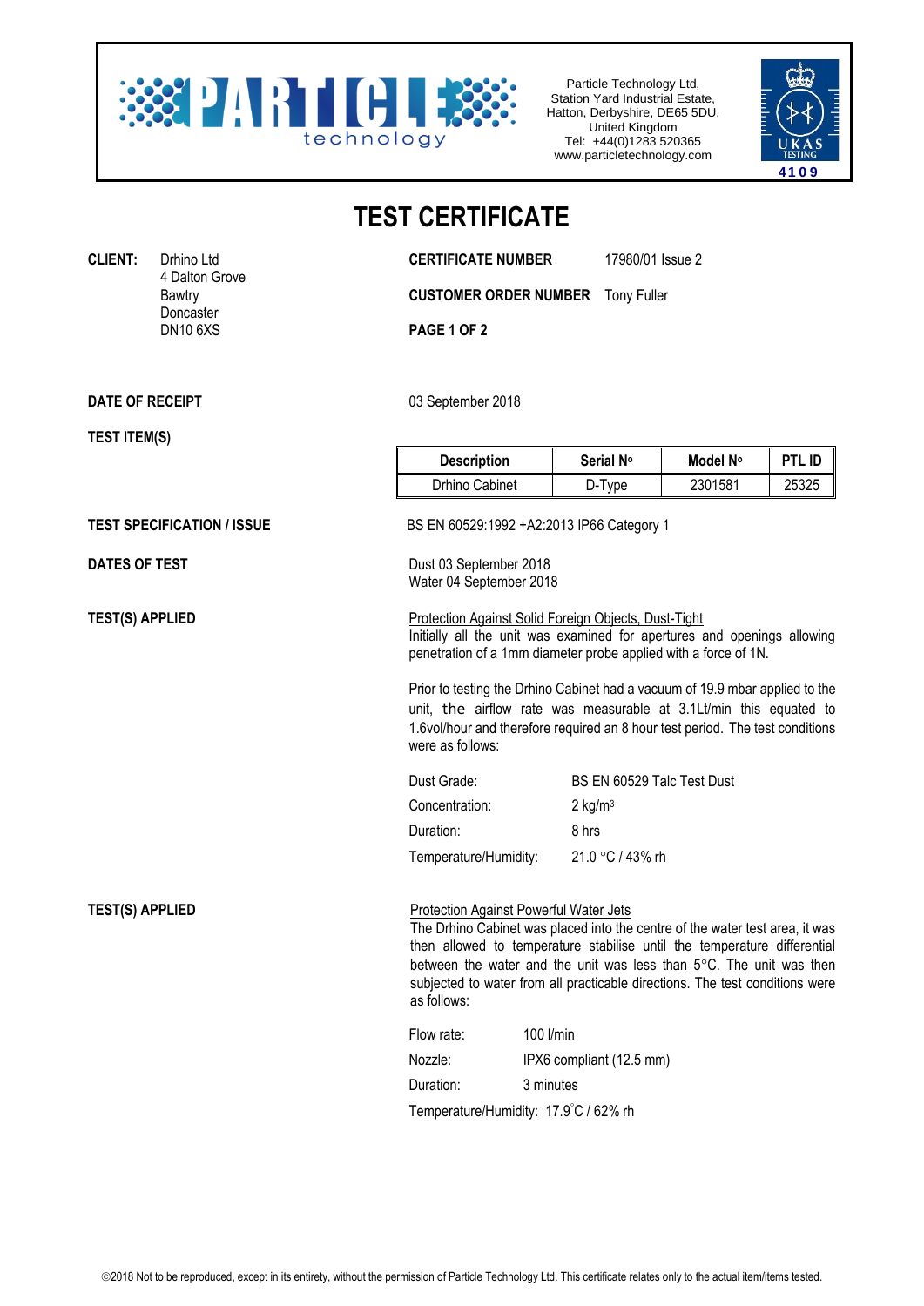Particle Technology Ltd,
Station Yard Industrial Estate,
Hatton, Derbyshire, DE65 5DU,
United Kingdom
Tel: +44(0)1283 520365
www.particletechnology.com

UKAS TESTING 4109

# TEST CERTIFICATE

**CLIENT:** Drhino Ltd
4 Dalton Grove
Bawtry
Doncaster
DN10 6XS

**CERTIFICATE NUMBER** 17980/01 Issue 2

**CUSTOMER ORDER NUMBER** Tony Fuller

**PAGE 1 OF 2**

**DATE OF RECEIPT** 03 September 2018

**TEST ITEM(S)**

| Description | Serial Nº | Model Nº | PTL ID |
|---|---|---|---|
| Drhino Cabinet | D-Type | 2301581 | 25325 |

**TEST SPECIFICATION / ISSUE** BS EN 60529:1992 +A2:2013 IP66 Category 1

**DATES OF TEST**
Dust 03 September 2018
Water 04 September 2018

**TEST(S) APPLIED**

Protection Against Solid Foreign Objects, Dust-Tight
Initially all the unit was examined for apertures and openings allowing penetration of a 1mm diameter probe applied with a force of 1N.

Prior to testing the Drhino Cabinet had a vacuum of 19.9 mbar applied to the unit, the airflow rate was measurable at 3.1Lt/min this equated to 1.6vol/hour and therefore required an 8 hour test period. The test conditions were as follows:

| | |
|---|---|
| Dust Grade: | BS EN 60529 Talc Test Dust |
| Concentration: | 2 kg/m$^3$ |
| Duration: | 8 hrs |
| Temperature/Humidity: | 21.0 °C / 43% rh |

**TEST(S) APPLIED**

Protection Against Powerful Water Jets
The Drhino Cabinet was placed into the centre of the water test area, it was then allowed to temperature stabilise until the temperature differential between the water and the unit was less than 5°C. The unit was then subjected to water from all practicable directions. The test conditions were as follows:

| | |
|---|---|
| Flow rate: | 100 l/min |
| Nozzle: | IPX6 compliant (12.5 mm) |
| Duration: | 3 minutes |
| Temperature/Humidity: | 17.9°C / 62% rh |

©2018 Not to be reproduced, except in its entirety, without the permission of Particle Technology Ltd. This certificate relates only to the actual item/items tested.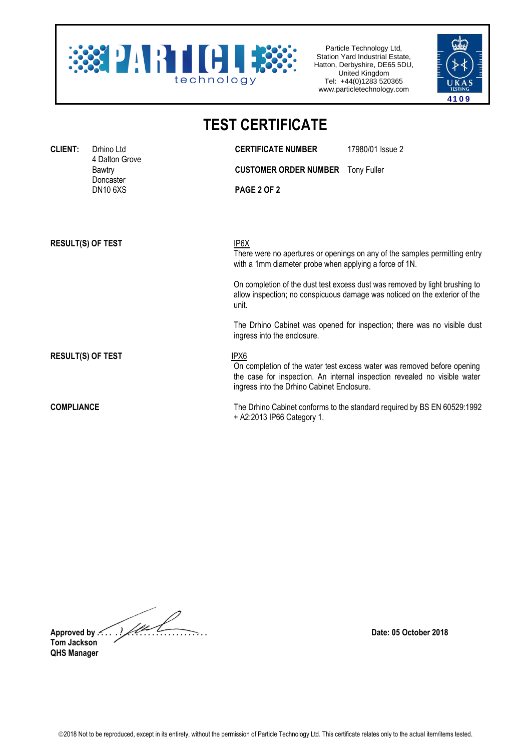Particle Technology Ltd,
Station Yard Industrial Estate,
Hatton, Derbyshire, DE65 5DU,
United Kingdom
Tel: +44(0)1283 520365
www.particletechnology.com

UKAS TESTING 4109

# TEST CERTIFICATE

**CLIENT:** Drhino Ltd
4 Dalton Grove
Bawtry
Doncaster
DN10 6XS

**CERTIFICATE NUMBER** 17980/01 Issue 2

**CUSTOMER ORDER NUMBER** Tony Fuller

**PAGE 2 OF 2**

**RESULT(S) OF TEST**

IP6X
There were no apertures or openings on any of the samples permitting entry with a 1mm diameter probe when applying a force of 1N.

On completion of the dust test excess dust was removed by light brushing to allow inspection; no conspicuous damage was noticed on the exterior of the unit.

The Drhino Cabinet was opened for inspection; there was no visible dust ingress into the enclosure.

**RESULT(S) OF TEST**

IPX6
On completion of the water test excess water was removed before opening the case for inspection. An internal inspection revealed no visible water ingress into the Drhino Cabinet Enclosure.

**COMPLIANCE**

The Drhino Cabinet conforms to the standard required by BS EN 60529:1992 + A2:2013 IP66 Category 1.

**Approved by** ..............................
**Tom Jackson**
**QHS Manager**

**Date: 05 October 2018**

©2018 Not to be reproduced, except in its entirety, without the permission of Particle Technology Ltd. This certificate relates only to the actual item/items tested.